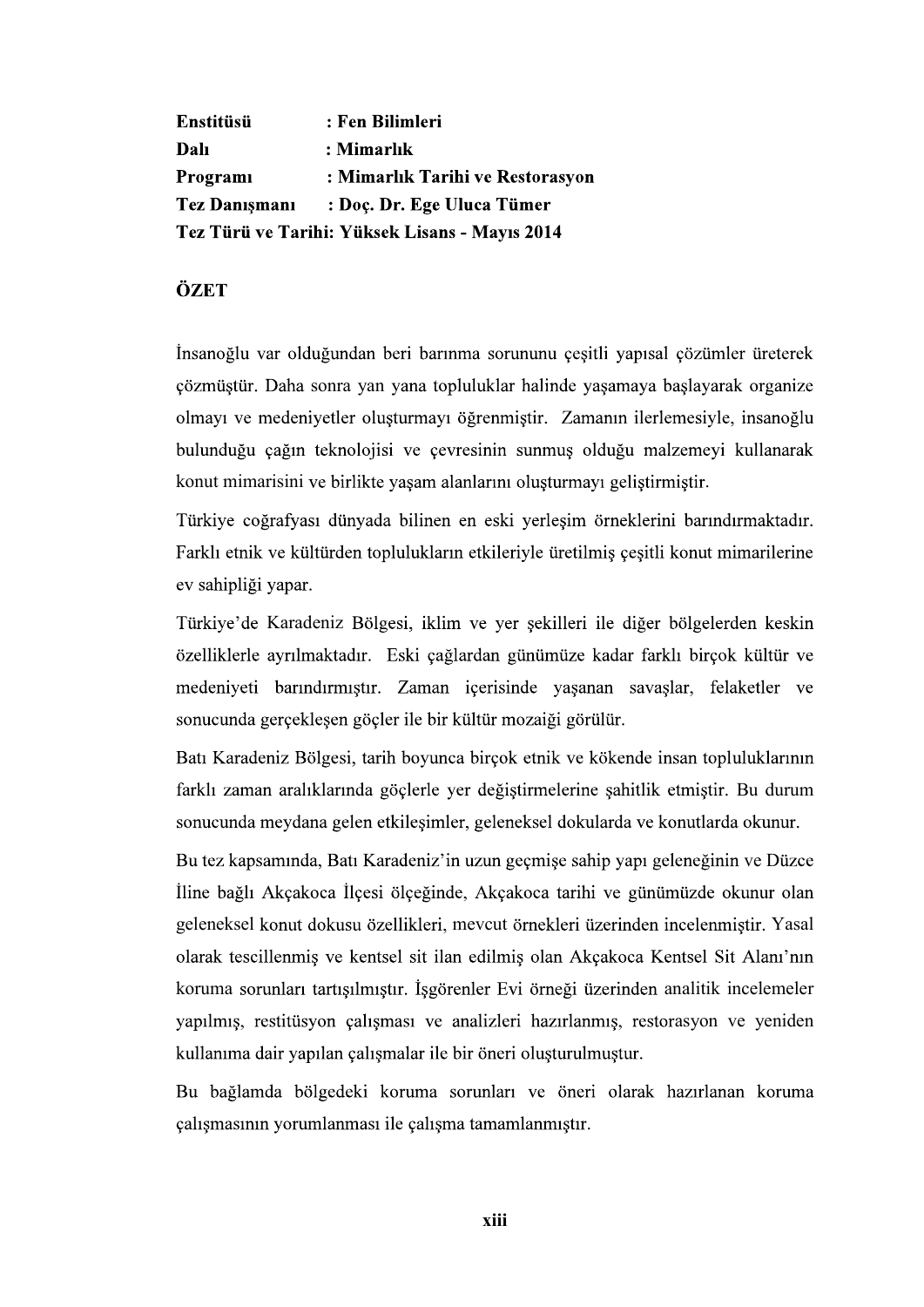**Enstitüsü** : **Fen Bilimleri**
**Dalı** : **Mimarlık**
**Programı** : **Mimarlık Tarihi ve Restorasyon**
**Tez Danışmanı** : **Doç. Dr. Ege Uluca Tümer**
**Tez Türü ve Tarihi: Yüksek Lisans - Mayıs 2014**

## ÖZET

İnsanoğlu var olduğundan beri barınma sorununu çeşitli yapısal çözümler üreterek çözmüştür. Daha sonra yan yana topluluklar halinde yaşamaya başlayarak organize olmayı ve medeniyetler oluşturmayı öğrenmiştir. Zamanın ilerlemesiyle, insanoğlu bulunduğu çağın teknolojisi ve çevresinin sunmuş olduğu malzemeyi kullanarak konut mimarisini ve birlikte yaşam alanlarını oluşturmayı geliştirmiştir.

Türkiye coğrafyası dünyada bilinen en eski yerleşim örneklerini barındırmaktadır. Farklı etnik ve kültürden toplulukların etkileriyle üretilmiş çeşitli konut mimarilerine ev sahipliği yapar.

Türkiye'de Karadeniz Bölgesi, iklim ve yer şekilleri ile diğer bölgelerden keskin özelliklerle ayrılmaktadır. Eski çağlardan günümüze kadar farklı birçok kültür ve medeniyeti barındırmıştır. Zaman içerisinde yaşanan savaşlar, felaketler ve sonucunda gerçekleşen göçler ile bir kültür mozaiği görülür.

Batı Karadeniz Bölgesi, tarih boyunca birçok etnik ve kökende insan topluluklarının farklı zaman aralıklarında göçlerle yer değiştirmelerine şahitlik etmiştir. Bu durum sonucunda meydana gelen etkileşimler, geleneksel dokularda ve konutlarda okunur.

Bu tez kapsamında, Batı Karadeniz'in uzun geçmişe sahip yapı geleneğinin ve Düzce İline bağlı Akçakoca İlçesi ölçeğinde, Akçakoca tarihi ve günümüzde okunur olan geleneksel konut dokusu özellikleri, mevcut örnekleri üzerinden incelenmiştir. Yasal olarak tescillenmiş ve kentsel sit ilan edilmiş olan Akçakoca Kentsel Sit Alanı'nın koruma sorunları tartışılmıştır. İşgörenler Evi örneği üzerinden analitik incelemeler yapılmış, restitüsyon çalışması ve analizleri hazırlanmış, restorasyon ve yeniden kullanıma dair yapılan çalışmalar ile bir öneri oluşturulmuştur.

Bu bağlamda bölgedeki koruma sorunları ve öneri olarak hazırlanan koruma çalışmasının yorumlanması ile çalışma tamamlanmıştır.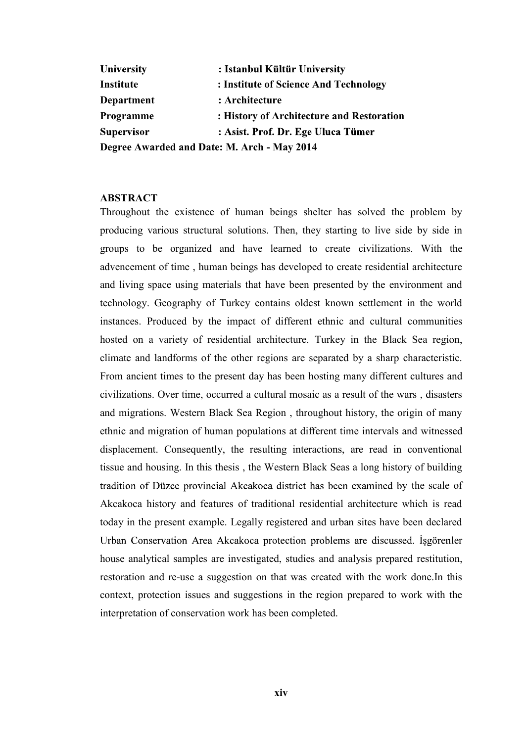**University** : **Istanbul Kültür University**
**Institute** : **Institute of Science And Technology**
**Department** : **Architecture**
**Programme** : **History of Architecture and Restoration**
**Supervisor** : **Asist. Prof. Dr. Ege Uluca Tümer**
**Degree Awarded and Date: M. Arch - May 2014**

## ABSTRACT

Throughout the existence of human beings shelter has solved the problem by producing various structural solutions. Then, they starting to live side by side in groups to be organized and have learned to create civilizations. With the advencement of time , human beings has developed to create residential architecture and living space using materials that have been presented by the environment and technology. Geography of Turkey contains oldest known settlement in the world instances. Produced by the impact of different ethnic and cultural communities hosted on a variety of residential architecture. Turkey in the Black Sea region, climate and landforms of the other regions are separated by a sharp characteristic. From ancient times to the present day has been hosting many different cultures and civilizations. Over time, occurred a cultural mosaic as a result of the wars , disasters and migrations. Western Black Sea Region , throughout history, the origin of many ethnic and migration of human populations at different time intervals and witnessed displacement. Consequently, the resulting interactions, are read in conventional tissue and housing. In this thesis , the Western Black Seas a long history of building tradition of Düzce provincial Akcakoca district has been examined by the scale of Akcakoca history and features of traditional residential architecture which is read today in the present example. Legally registered and urban sites have been declared Urban Conservation Area Akcakoca protection problems are discussed. İşgörenler house analytical samples are investigated, studies and analysis prepared restitution, restoration and re-use a suggestion on that was created with the work done.In this context, protection issues and suggestions in the region prepared to work with the interpretation of conservation work has been completed.